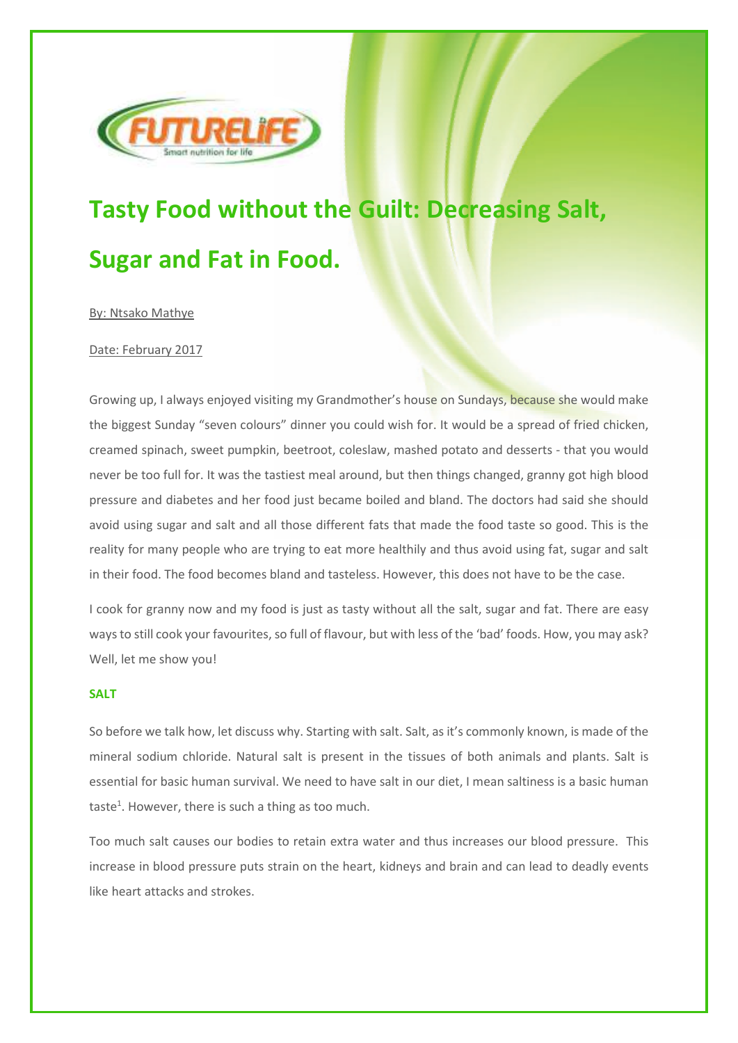# Tasty Food without the Guilt: Decreasing Salt, Sugar and Fat in Food.

By: Ntsako Mathye

Date: February 2017

Growing up, I always enjoyed visiting my Grandmother's house on Sundays, because she would make the biggest Sunday "seven colours" dinner you could wish for. It would be a spread of fried chicken, creamed spinach, sweet pumpkin, beetroot, coleslaw, mashed potato and desserts - that you would never be too full for. It was the tastiest meal around, but then things changed, granny got high blood pressure and diabetes and her food just became boiled and bland. The doctors had said she should avoid using sugar and salt and all those different fats that made the food taste so good. This is the reality for many people who are trying to eat more healthily and thus avoid using fat, sugar and salt in their food. The food becomes bland and tasteless. However, this does not have to be the case.

I cook for granny now and my food is just as tasty without all the salt, sugar and fat. There are easy ways to still cook your favourites, so full of flavour, but with less of the 'bad' foods. How, you may ask? Well, let me show you!

## SALT

So before we talk how, let discuss why. Starting with salt. Salt, as it's commonly known, is made of the mineral sodium chloride. Natural salt is present in the tissues of both animals and plants. Salt is essential for basic human survival. We need to have salt in our diet, I mean saltiness is a basic human taste[1]. However, there is such a thing as too much.

Too much salt causes our bodies to retain extra water and thus increases our blood pressure. This increase in blood pressure puts strain on the heart, kidneys and brain and can lead to deadly events like heart attacks and strokes.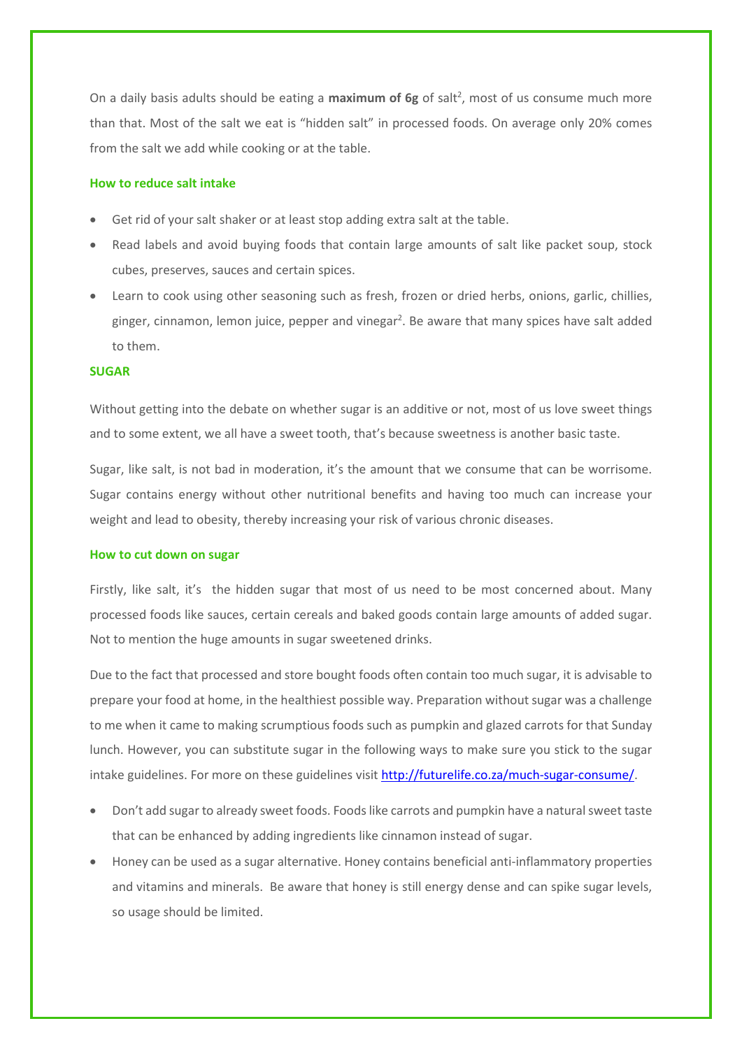On a daily basis adults should be eating a **maximum of 6g** of salt[2], most of us consume much more than that. Most of the salt we eat is "hidden salt" in processed foods. On average only 20% comes from the salt we add while cooking or at the table.

### How to reduce salt intake

- Get rid of your salt shaker or at least stop adding extra salt at the table.
- Read labels and avoid buying foods that contain large amounts of salt like packet soup, stock cubes, preserves, sauces and certain spices.
- Learn to cook using other seasoning such as fresh, frozen or dried herbs, onions, garlic, chillies, ginger, cinnamon, lemon juice, pepper and vinegar[2]. Be aware that many spices have salt added to them.

## SUGAR

Without getting into the debate on whether sugar is an additive or not, most of us love sweet things and to some extent, we all have a sweet tooth, that's because sweetness is another basic taste.

Sugar, like salt, is not bad in moderation, it's the amount that we consume that can be worrisome. Sugar contains energy without other nutritional benefits and having too much can increase your weight and lead to obesity, thereby increasing your risk of various chronic diseases.

### How to cut down on sugar

Firstly, like salt, it's the hidden sugar that most of us need to be most concerned about. Many processed foods like sauces, certain cereals and baked goods contain large amounts of added sugar. Not to mention the huge amounts in sugar sweetened drinks.

Due to the fact that processed and store bought foods often contain too much sugar, it is advisable to prepare your food at home, in the healthiest possible way. Preparation without sugar was a challenge to me when it came to making scrumptious foods such as pumpkin and glazed carrots for that Sunday lunch. However, you can substitute sugar in the following ways to make sure you stick to the sugar intake guidelines. For more on these guidelines visit http://futurelife.co.za/much-sugar-consume/.

- Don't add sugar to already sweet foods. Foods like carrots and pumpkin have a natural sweet taste that can be enhanced by adding ingredients like cinnamon instead of sugar.
- Honey can be used as a sugar alternative. Honey contains beneficial anti-inflammatory properties and vitamins and minerals. Be aware that honey is still energy dense and can spike sugar levels, so usage should be limited.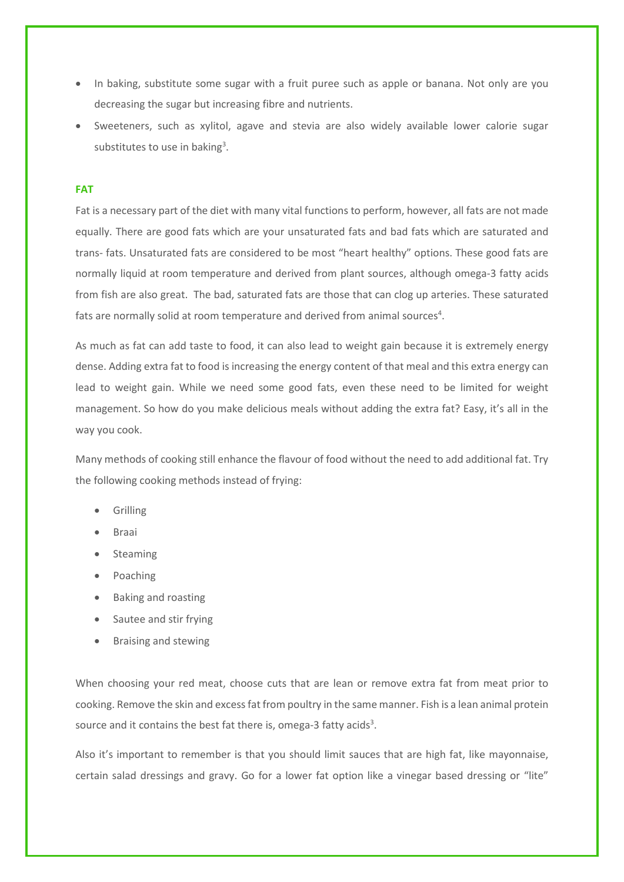- In baking, substitute some sugar with a fruit puree such as apple or banana. Not only are you decreasing the sugar but increasing fibre and nutrients.
- Sweeteners, such as xylitol, agave and stevia are also widely available lower calorie sugar substitutes to use in baking[3].

### FAT

Fat is a necessary part of the diet with many vital functions to perform, however, all fats are not made equally. There are good fats which are your unsaturated fats and bad fats which are saturated and trans- fats. Unsaturated fats are considered to be most "heart healthy" options. These good fats are normally liquid at room temperature and derived from plant sources, although omega-3 fatty acids from fish are also great. The bad, saturated fats are those that can clog up arteries. These saturated fats are normally solid at room temperature and derived from animal sources[4].

As much as fat can add taste to food, it can also lead to weight gain because it is extremely energy dense. Adding extra fat to food is increasing the energy content of that meal and this extra energy can lead to weight gain. While we need some good fats, even these need to be limited for weight management. So how do you make delicious meals without adding the extra fat? Easy, it's all in the way you cook.

Many methods of cooking still enhance the flavour of food without the need to add additional fat. Try the following cooking methods instead of frying:

- Grilling
- Braai
- Steaming
- Poaching
- Baking and roasting
- Sautee and stir frying
- Braising and stewing

When choosing your red meat, choose cuts that are lean or remove extra fat from meat prior to cooking. Remove the skin and excess fat from poultry in the same manner. Fish is a lean animal protein source and it contains the best fat there is, omega-3 fatty acids[3].

Also it's important to remember is that you should limit sauces that are high fat, like mayonnaise, certain salad dressings and gravy. Go for a lower fat option like a vinegar based dressing or "lite"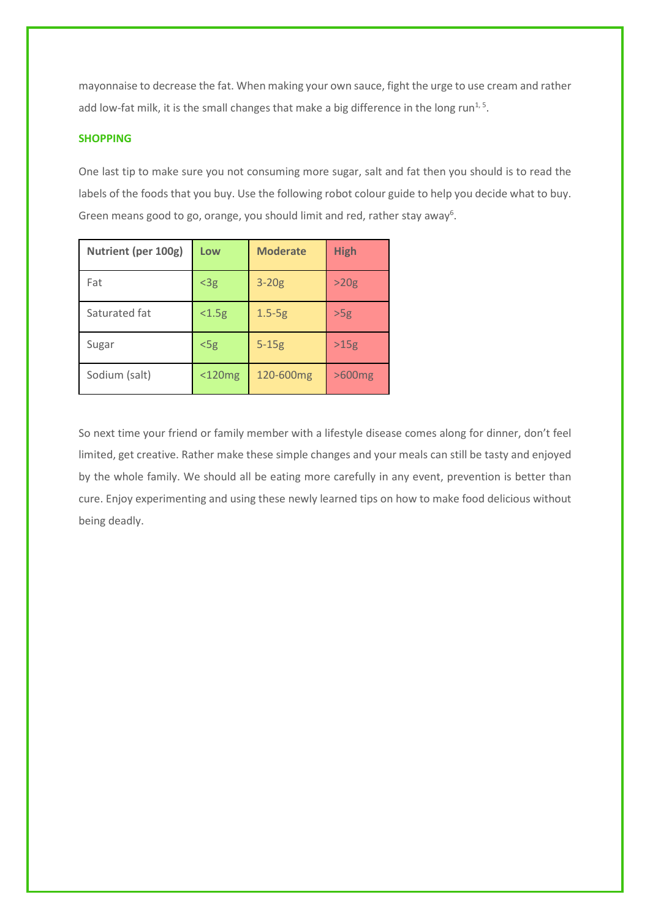mayonnaise to decrease the fat. When making your own sauce, fight the urge to use cream and rather add low-fat milk, it is the small changes that make a big difference in the long run[1, 5].

## SHOPPING

One last tip to make sure you not consuming more sugar, salt and fat then you should is to read the labels of the foods that you buy. Use the following robot colour guide to help you decide what to buy. Green means good to go, orange, you should limit and red, rather stay away[6].

| Nutrient (per 100g) | Low | Moderate | High |
|---|---|---|---|
| Fat | <3g | 3-20g | >20g |
| Saturated fat | <1.5g | 1.5-5g | >5g |
| Sugar | <5g | 5-15g | >15g |
| Sodium (salt) | <120mg | 120-600mg | >600mg |

So next time your friend or family member with a lifestyle disease comes along for dinner, don't feel limited, get creative. Rather make these simple changes and your meals can still be tasty and enjoyed by the whole family. We should all be eating more carefully in any event, prevention is better than cure. Enjoy experimenting and using these newly learned tips on how to make food delicious without being deadly.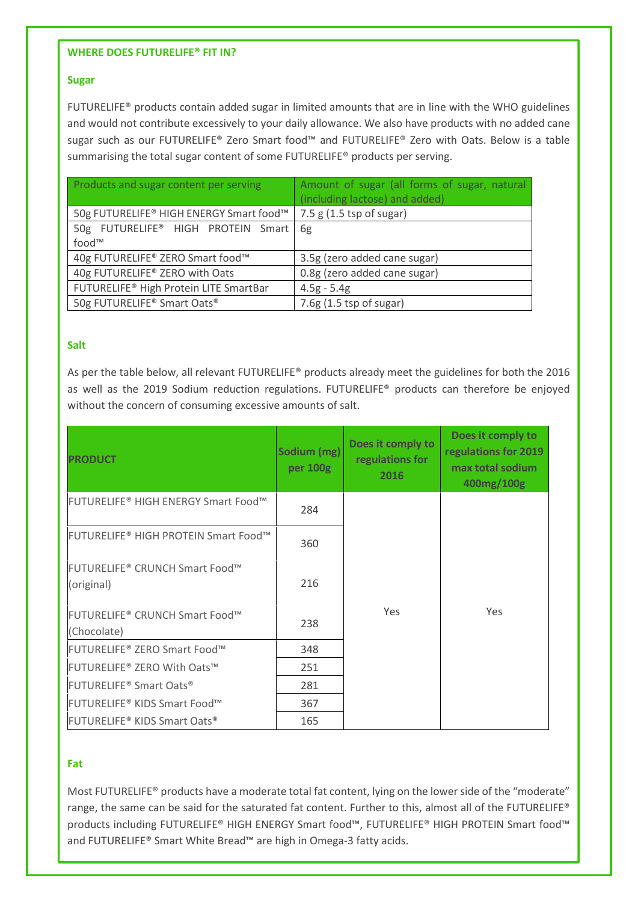## WHERE DOES FUTURELIFE® FIT IN?

### Sugar

FUTURELIFE® products contain added sugar in limited amounts that are in line with the WHO guidelines and would not contribute excessively to your daily allowance. We also have products with no added cane sugar such as our FUTURELIFE® Zero Smart food™ and FUTURELIFE® Zero with Oats. Below is a table summarising the total sugar content of some FUTURELIFE® products per serving.

| Products and sugar content per serving | Amount of sugar (all forms of sugar, natural (including lactose) and added) |
|---|---|
| 50g FUTURELIFE® HIGH ENERGY Smart food™ | 7.5 g (1.5 tsp of sugar) |
| 50g FUTURELIFE® HIGH PROTEIN Smart food™ | 6g |
| 40g FUTURELIFE® ZERO Smart food™ | 3.5g (zero added cane sugar) |
| 40g FUTURELIFE® ZERO with Oats | 0.8g (zero added cane sugar) |
| FUTURELIFE® High Protein LITE SmartBar | 4.5g - 5.4g |
| 50g FUTURELIFE® Smart Oats® | 7.6g (1.5 tsp of sugar) |

### Salt

As per the table below, all relevant FUTURELIFE® products already meet the guidelines for both the 2016 as well as the 2019 Sodium reduction regulations. FUTURELIFE® products can therefore be enjoyed without the concern of consuming excessive amounts of salt.

| PRODUCT | Sodium (mg) per 100g | Does it comply to regulations for 2016 | Does it comply to regulations for 2019 max total sodium 400mg/100g |
|---|---|---|---|
| FUTURELIFE® HIGH ENERGY Smart Food™ | 284 | Yes | Yes |
| FUTURELIFE® HIGH PROTEIN Smart Food™ | 360 | | |
| FUTURELIFE® CRUNCH Smart Food™ (original) | 216 | | |
| FUTURELIFE® CRUNCH Smart Food™ (Chocolate) | 238 | | |
| FUTURELIFE® ZERO Smart Food™ | 348 | | |
| FUTURELIFE® ZERO With Oats™ | 251 | | |
| FUTURELIFE® Smart Oats® | 281 | | |
| FUTURELIFE® KIDS Smart Food™ | 367 | | |
| FUTURELIFE® KIDS Smart Oats® | 165 | | |

### Fat

Most FUTURELIFE® products have a moderate total fat content, lying on the lower side of the "moderate" range, the same can be said for the saturated fat content. Further to this, almost all of the FUTURELIFE® products including FUTURELIFE® HIGH ENERGY Smart food™, FUTURELIFE® HIGH PROTEIN Smart food™ and FUTURELIFE® Smart White Bread™ are high in Omega-3 fatty acids.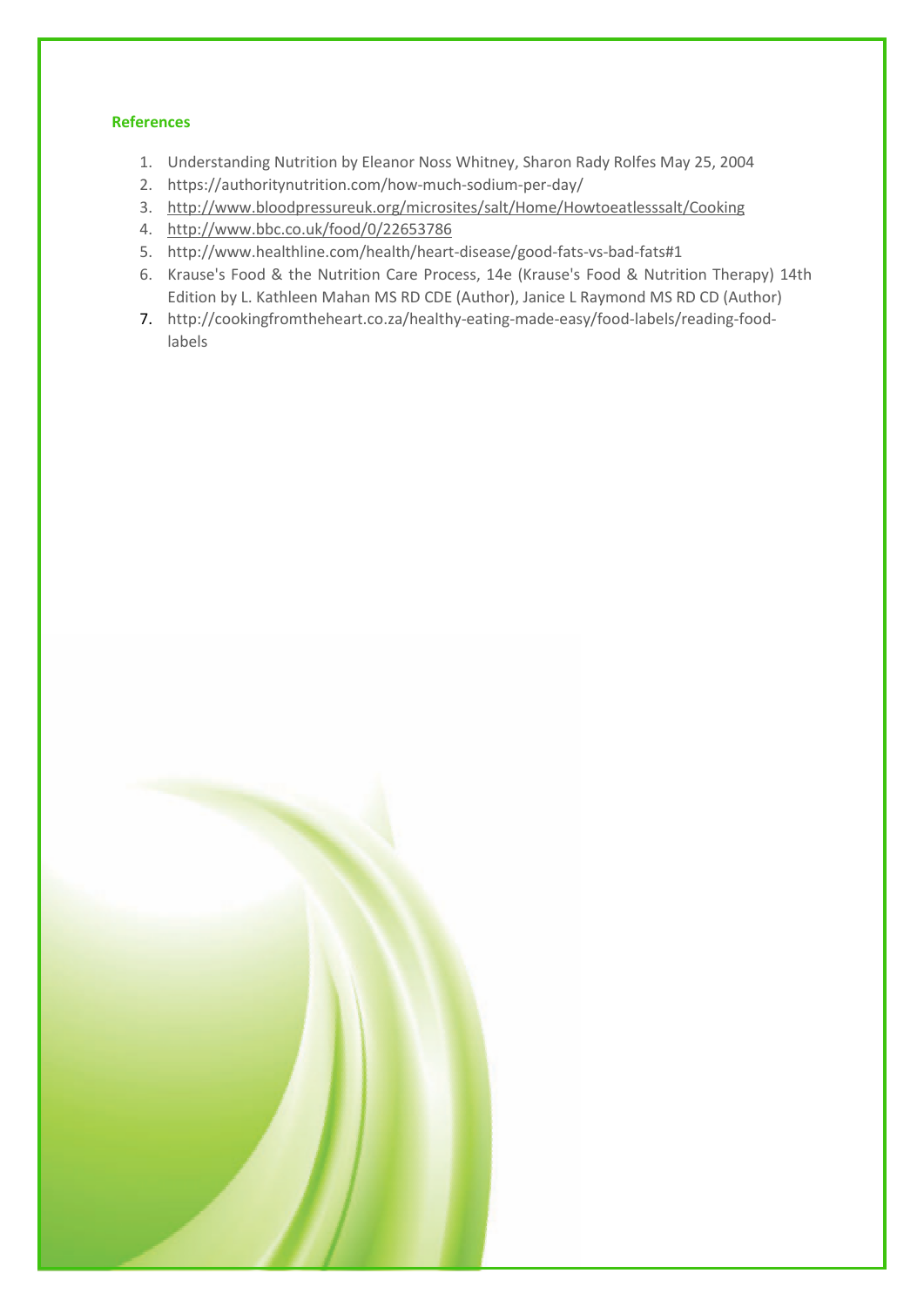**References**

1. Understanding Nutrition by Eleanor Noss Whitney, Sharon Rady Rolfes May 25, 2004
2. https://authoritynutrition.com/how-much-sodium-per-day/
3. http://www.bloodpressureuk.org/microsites/salt/Home/Howtoeatlesssalt/Cooking
4. http://www.bbc.co.uk/food/0/22653786
5. http://www.healthline.com/health/heart-disease/good-fats-vs-bad-fats#1
6. Krause's Food & the Nutrition Care Process, 14e (Krause's Food & Nutrition Therapy) 14th Edition by L. Kathleen Mahan MS RD CDE (Author), Janice L Raymond MS RD CD (Author)
7. http://cookingfromtheheart.co.za/healthy-eating-made-easy/food-labels/reading-food-labels